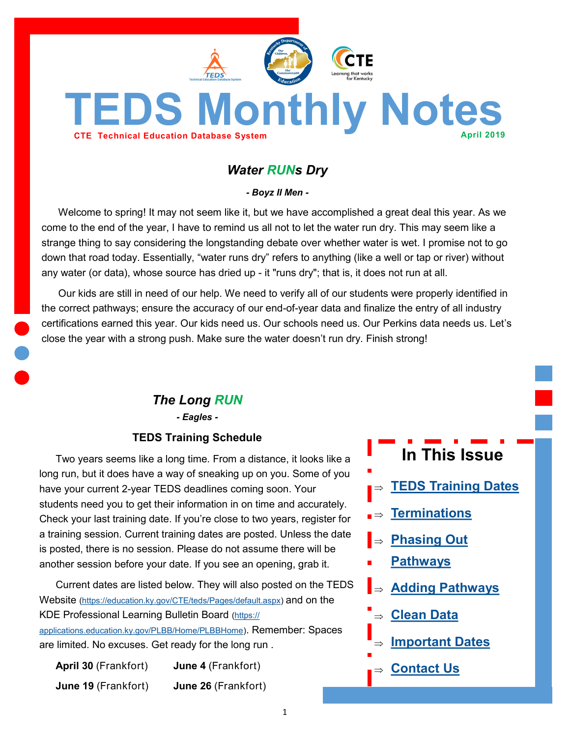# TEDS Monthly Notes

**CTE Technical Education Database System** **April 2019**

## *Water RUNs Dry*

***- Boyz II Men -***

Welcome to spring! It may not seem like it, but we have accomplished a great deal this year. As we come to the end of the year, I have to remind us all not to let the water run dry. This may seem like a strange thing to say considering the longstanding debate over whether water is wet. I promise not to go down that road today. Essentially, "water runs dry" refers to anything (like a well or tap or river) without any water (or data), whose source has dried up - it "runs dry"; that is, it does not run at all.

Our kids are still in need of our help. We need to verify all of our students were properly identified in the correct pathways; ensure the accuracy of our end-of-year data and finalize the entry of all industry certifications earned this year. Our kids need us. Our schools need us. Our Perkins data needs us. Let's close the year with a strong push. Make sure the water doesn't run dry. Finish strong!

## *The Long RUN*

***- Eagles -***

### TEDS Training Schedule

Two years seems like a long time. From a distance, it looks like a long run, but it does have a way of sneaking up on you. Some of you have your current 2-year TEDS deadlines coming soon. Your students need you to get their information in on time and accurately. Check your last training date. If you're close to two years, register for a training session. Current training dates are posted. Unless the date is posted, there is no session. Please do not assume there will be another session before your date. If you see an opening, grab it.

Current dates are listed below. They will also posted on the TEDS Website (https://education.ky.gov/CTE/teds/Pages/default.aspx) and on the KDE Professional Learning Bulletin Board (https://applications.education.ky.gov/PLBB/Home/PLBBHome). Remember: Spaces are limited. No excuses. Get ready for the long run .

**April 30** (Frankfort) **June 4** (Frankfort)

**June 19** (Frankfort) **June 26** (Frankfort)

## In This Issue

- ⇒ TEDS Training Dates
- ⇒ Terminations
- ⇒ Phasing Out Pathways
- ⇒ Adding Pathways
- ⇒ Clean Data
- ⇒ Important Dates
- ⇒ Contact Us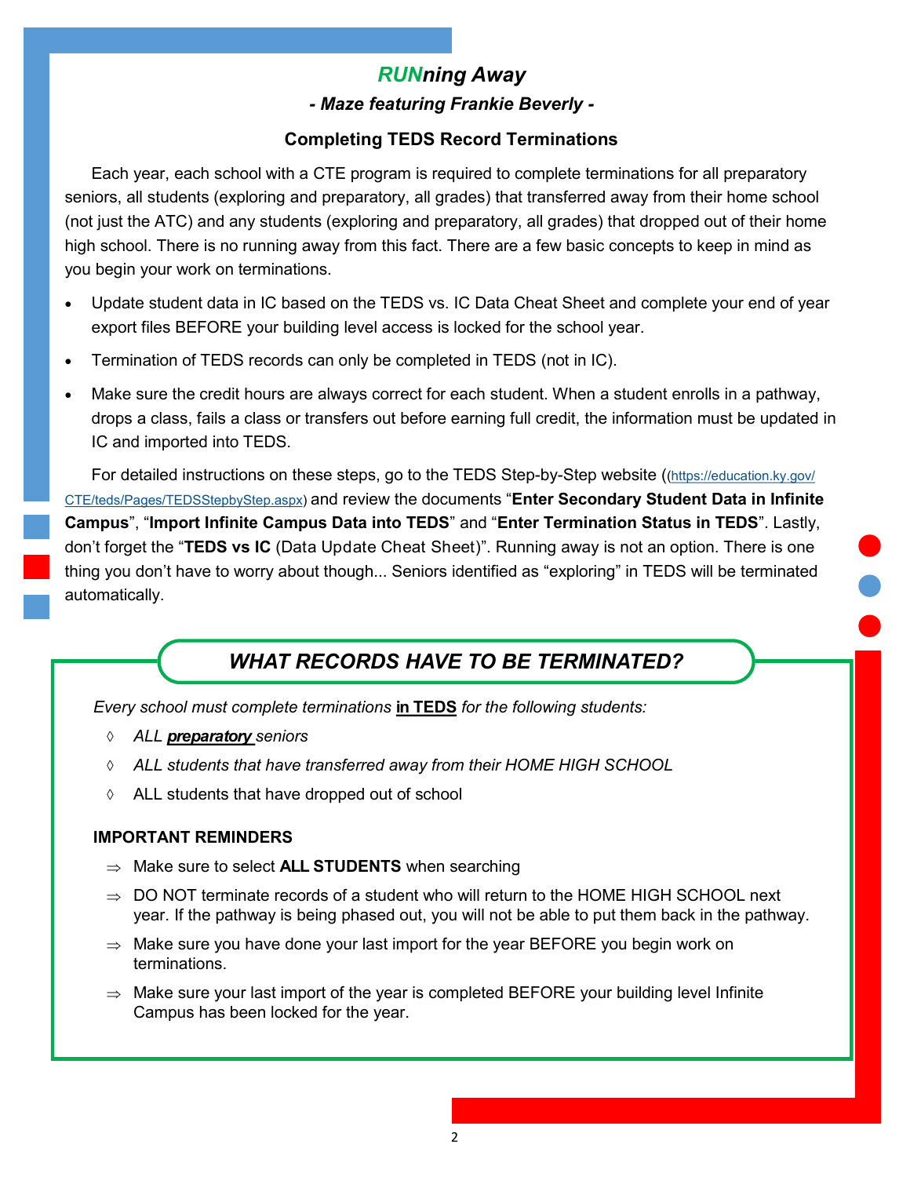## ***RUNning Away***

***- Maze featuring Frankie Beverly -***

### Completing TEDS Record Terminations

Each year, each school with a CTE program is required to complete terminations for all preparatory seniors, all students (exploring and preparatory, all grades) that transferred away from their home school (not just the ATC) and any students (exploring and preparatory, all grades) that dropped out of their home high school. There is no running away from this fact. There are a few basic concepts to keep in mind as you begin your work on terminations.

- Update student data in IC based on the TEDS vs. IC Data Cheat Sheet and complete your end of year export files BEFORE your building level access is locked for the school year.
- Termination of TEDS records can only be completed in TEDS (not in IC).
- Make sure the credit hours are always correct for each student. When a student enrolls in a pathway, drops a class, fails a class or transfers out before earning full credit, the information must be updated in IC and imported into TEDS.

For detailed instructions on these steps, go to the TEDS Step-by-Step website ((https://education.ky.gov/CTE/teds/Pages/TEDSStepbyStep.aspx) and review the documents "**Enter Secondary Student Data in Infinite Campus**", "**Import Infinite Campus Data into TEDS**" and "**Enter Termination Status in TEDS**". Lastly, don't forget the "**TEDS vs IC** (Data Update Cheat Sheet)". Running away is not an option. There is one thing you don't have to worry about though... Seniors identified as "exploring" in TEDS will be terminated automatically.

## *WHAT RECORDS HAVE TO BE TERMINATED?*

*Every school must complete terminations* ***in TEDS*** *for the following students:*

- *ALL **preparatory** seniors*
- *ALL students that have transferred away from their HOME HIGH SCHOOL*
- ALL students that have dropped out of school

**IMPORTANT REMINDERS**

- Make sure to select **ALL STUDENTS** when searching
- DO NOT terminate records of a student who will return to the HOME HIGH SCHOOL next year. If the pathway is being phased out, you will not be able to put them back in the pathway.
- Make sure you have done your last import for the year BEFORE you begin work on terminations.
- Make sure your last import of the year is completed BEFORE your building level Infinite Campus has been locked for the year.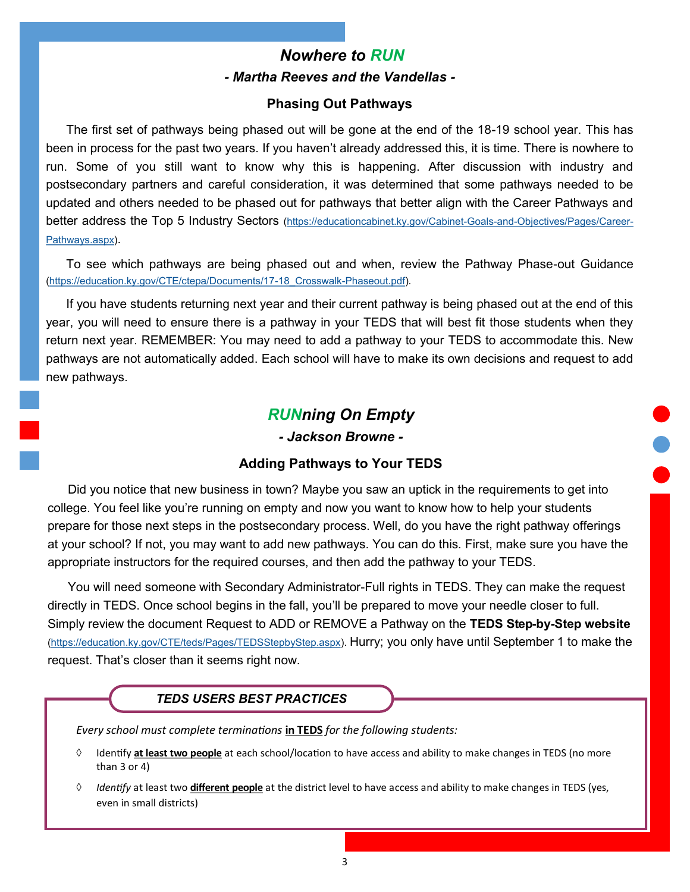## *Nowhere to RUN*

### *- Martha Reeves and the Vandellas -*

### Phasing Out Pathways

The first set of pathways being phased out will be gone at the end of the 18-19 school year. This has been in process for the past two years. If you haven't already addressed this, it is time. There is nowhere to run. Some of you still want to know why this is happening. After discussion with industry and postsecondary partners and careful consideration, it was determined that some pathways needed to be updated and others needed to be phased out for pathways that better align with the Career Pathways and better address the Top 5 Industry Sectors (https://educationcabinet.ky.gov/Cabinet-Goals-and-Objectives/Pages/Career-Pathways.aspx).

To see which pathways are being phased out and when, review the Pathway Phase-out Guidance (https://education.ky.gov/CTE/ctepa/Documents/17-18_Crosswalk-Phaseout.pdf).

If you have students returning next year and their current pathway is being phased out at the end of this year, you will need to ensure there is a pathway in your TEDS that will best fit those students when they return next year. REMEMBER: You may need to add a pathway to your TEDS to accommodate this. New pathways are not automatically added. Each school will have to make its own decisions and request to add new pathways.

## *RUNning On Empty*

### *- Jackson Browne -*

### Adding Pathways to Your TEDS

Did you notice that new business in town? Maybe you saw an uptick in the requirements to get into college. You feel like you're running on empty and now you want to know how to help your students prepare for those next steps in the postsecondary process. Well, do you have the right pathway offerings at your school? If not, you may want to add new pathways. You can do this. First, make sure you have the appropriate instructors for the required courses, and then add the pathway to your TEDS.

You will need someone with Secondary Administrator-Full rights in TEDS. They can make the request directly in TEDS. Once school begins in the fall, you'll be prepared to move your needle closer to full. Simply review the document Request to ADD or REMOVE a Pathway on the **TEDS Step-by-Step website** (https://education.ky.gov/CTE/teds/Pages/TEDSStepbyStep.aspx). Hurry; you only have until September 1 to make the request. That's closer than it seems right now.

### *TEDS USERS BEST PRACTICES*

*Every school must complete terminations* **in TEDS** *for the following students:*

- Identify **at least two people** at each school/location to have access and ability to make changes in TEDS (no more than 3 or 4)
- *Identify* at least two **different people** at the district level to have access and ability to make changes in TEDS (yes, even in small districts)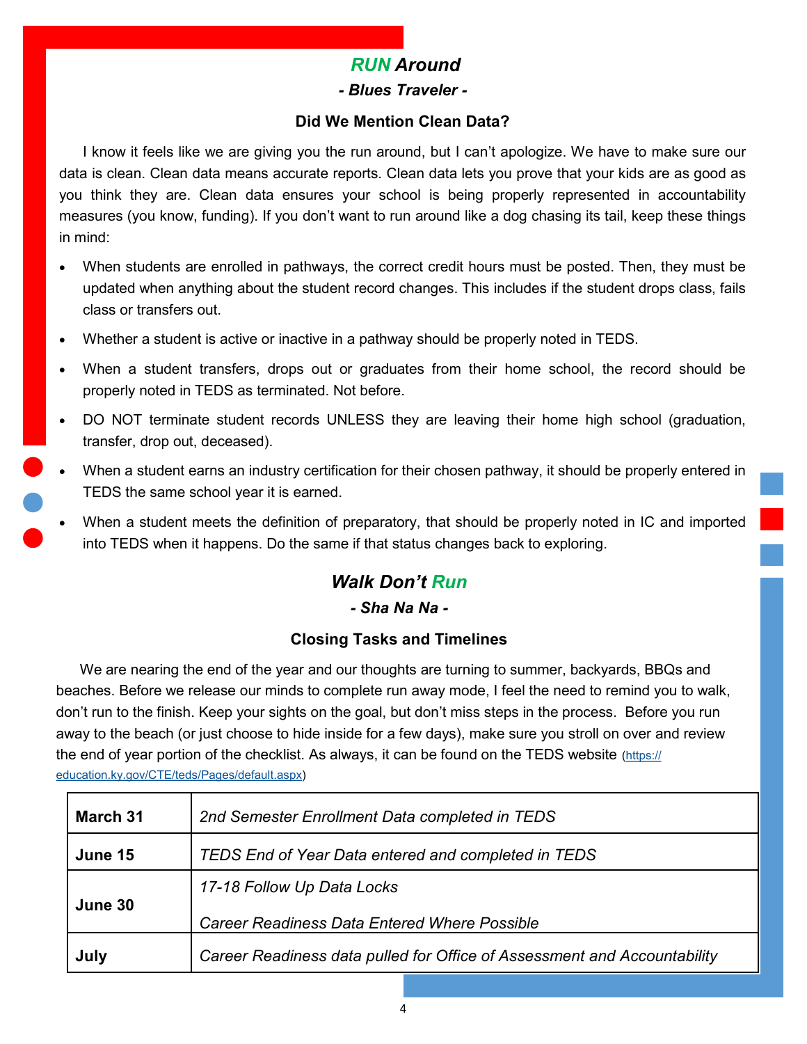## *RUN Around*

***- Blues Traveler -***

### Did We Mention Clean Data?

I know it feels like we are giving you the run around, but I can't apologize. We have to make sure our data is clean. Clean data means accurate reports. Clean data lets you prove that your kids are as good as you think they are. Clean data ensures your school is being properly represented in accountability measures (you know, funding). If you don't want to run around like a dog chasing its tail, keep these things in mind:

- When students are enrolled in pathways, the correct credit hours must be posted. Then, they must be updated when anything about the student record changes. This includes if the student drops class, fails class or transfers out.
- Whether a student is active or inactive in a pathway should be properly noted in TEDS.
- When a student transfers, drops out or graduates from their home school, the record should be properly noted in TEDS as terminated. Not before.
- DO NOT terminate student records UNLESS they are leaving their home high school (graduation, transfer, drop out, deceased).
- When a student earns an industry certification for their chosen pathway, it should be properly entered in TEDS the same school year it is earned.
- When a student meets the definition of preparatory, that should be properly noted in IC and imported into TEDS when it happens. Do the same if that status changes back to exploring.

## *Walk Don't Run*

***- Sha Na Na -***

### Closing Tasks and Timelines

We are nearing the end of the year and our thoughts are turning to summer, backyards, BBQs and beaches. Before we release our minds to complete run away mode, I feel the need to remind you to walk, don't run to the finish. Keep your sights on the goal, but don't miss steps in the process. Before you run away to the beach (or just choose to hide inside for a few days), make sure you stroll on over and review the end of year portion of the checklist. As always, it can be found on the TEDS website (https://education.ky.gov/CTE/teds/Pages/default.aspx)

| | |
|---|---|
| **March 31** | *2nd Semester Enrollment Data completed in TEDS* |
| **June 15** | *TEDS End of Year Data entered and completed in TEDS* |
| **June 30** | *17-18 Follow Up Data Locks*<br><br>*Career Readiness Data Entered Where Possible* |
| **July** | *Career Readiness data pulled for Office of Assessment and Accountability* |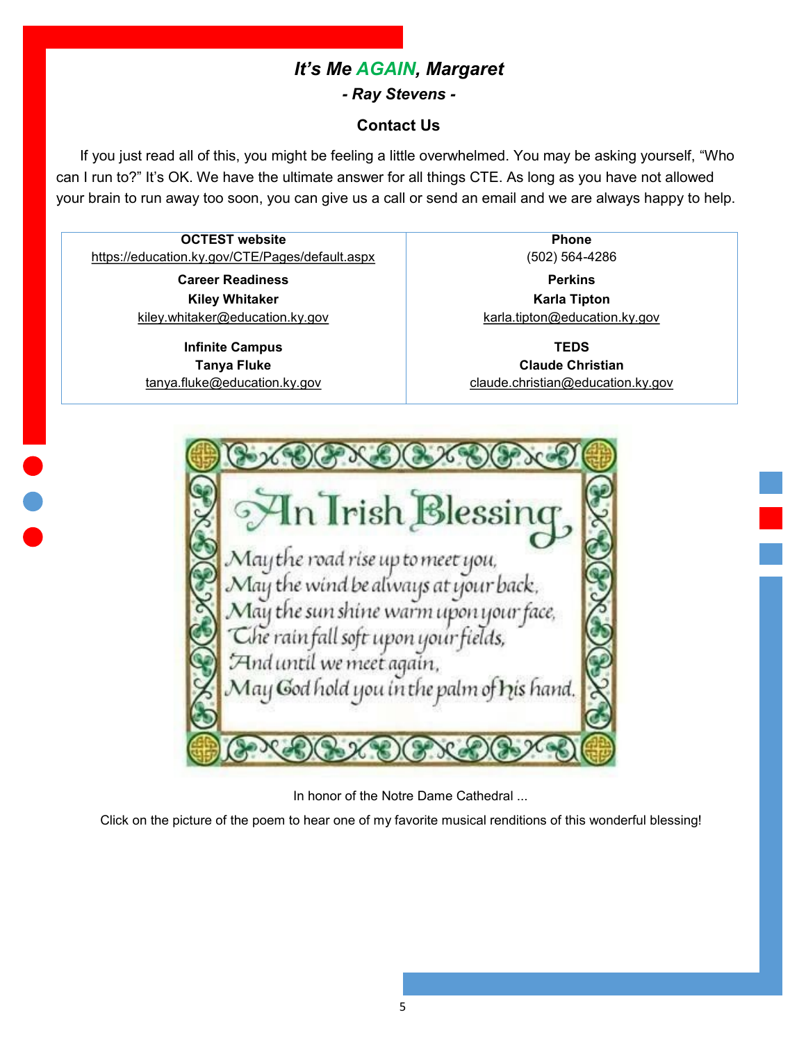# *It's Me AGAIN, Margaret*

### *- Ray Stevens -*

### Contact Us

If you just read all of this, you might be feeling a little overwhelmed. You may be asking yourself, "Who can I run to?" It's OK. We have the ultimate answer for all things CTE. As long as you have not allowed your brain to run away too soon, you can give us a call or send an email and we are always happy to help.

| | |
|---|---|
| **OCTEST website**<br>https://education.ky.gov/CTE/Pages/default.aspx | **Phone**<br>(502) 564-4286 |
| **Career Readiness**<br>**Kiley Whitaker**<br>kiley.whitaker@education.ky.gov | **Perkins**<br>**Karla Tipton**<br>karla.tipton@education.ky.gov |
| **Infinite Campus**<br>**Tanya Fluke**<br>tanya.fluke@education.ky.gov | **TEDS**<br>**Claude Christian**<br>claude.christian@education.ky.gov |

An Irish Blessing

May the road rise up to meet you,
May the wind be always at your back,
May the sun shine warm upon your face,
The rain fall soft upon your fields,
And until we meet again,
May God hold you in the palm of his hand.

In honor of the Notre Dame Cathedral ...

Click on the picture of the poem to hear one of my favorite musical renditions of this wonderful blessing!